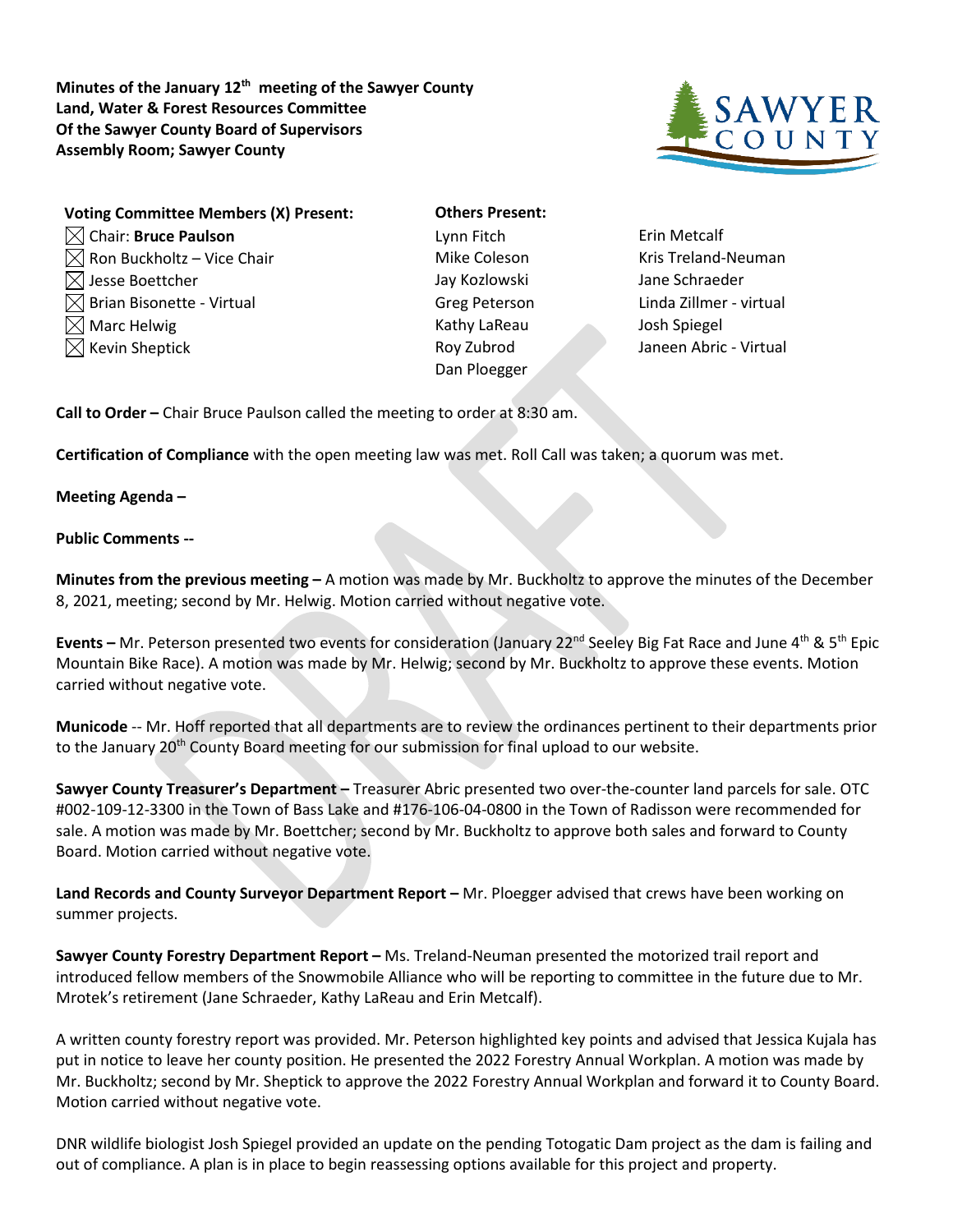**Minutes of the January 12th meeting of the Sawyer County Land, Water & Forest Resources Committee Of the Sawyer County Board of Supervisors Assembly Room; Sawyer County**

**Voting Committee Members (X) Present:**

- ☒ Chair: **Bruce Paulson**
- ☒ Ron Buckholtz – Vice Chair
- ☒ Jesse Boettcher
- ☒ Brian Bisonette - Virtual
- ☒ Marc Helwig
- ☒ Kevin Sheptick

**Others Present:**

- Lynn Fitch
- Mike Coleson
- Jay Kozlowski
- Greg Peterson
- Kathy LaReau
- Roy Zubrod
- Dan Ploegger
- Erin Metcalf
- Kris Treland-Neuman
- Jane Schraeder
- Linda Zillmer - virtual
- Josh Spiegel
- Janeen Abric - Virtual

**Call to Order –** Chair Bruce Paulson called the meeting to order at 8:30 am.

**Certification of Compliance** with the open meeting law was met. Roll Call was taken; a quorum was met.

**Meeting Agenda –**

**Public Comments --**

**Minutes from the previous meeting –** A motion was made by Mr. Buckholtz to approve the minutes of the December 8, 2021, meeting; second by Mr. Helwig. Motion carried without negative vote.

**Events –** Mr. Peterson presented two events for consideration (January 22nd Seeley Big Fat Race and June 4th & 5th Epic Mountain Bike Race). A motion was made by Mr. Helwig; second by Mr. Buckholtz to approve these events. Motion carried without negative vote.

**Municode** -- Mr. Hoff reported that all departments are to review the ordinances pertinent to their departments prior to the January 20th County Board meeting for our submission for final upload to our website.

**Sawyer County Treasurer's Department –** Treasurer Abric presented two over-the-counter land parcels for sale. OTC #002-109-12-3300 in the Town of Bass Lake and #176-106-04-0800 in the Town of Radisson were recommended for sale. A motion was made by Mr. Boettcher; second by Mr. Buckholtz to approve both sales and forward to County Board. Motion carried without negative vote.

**Land Records and County Surveyor Department Report –** Mr. Ploegger advised that crews have been working on summer projects.

**Sawyer County Forestry Department Report –** Ms. Treland-Neuman presented the motorized trail report and introduced fellow members of the Snowmobile Alliance who will be reporting to committee in the future due to Mr. Mrotek's retirement (Jane Schraeder, Kathy LaReau and Erin Metcalf).

A written county forestry report was provided. Mr. Peterson highlighted key points and advised that Jessica Kujala has put in notice to leave her county position. He presented the 2022 Forestry Annual Workplan. A motion was made by Mr. Buckholtz; second by Mr. Sheptick to approve the 2022 Forestry Annual Workplan and forward it to County Board. Motion carried without negative vote.

DNR wildlife biologist Josh Spiegel provided an update on the pending Totogatic Dam project as the dam is failing and out of compliance. A plan is in place to begin reassessing options available for this project and property.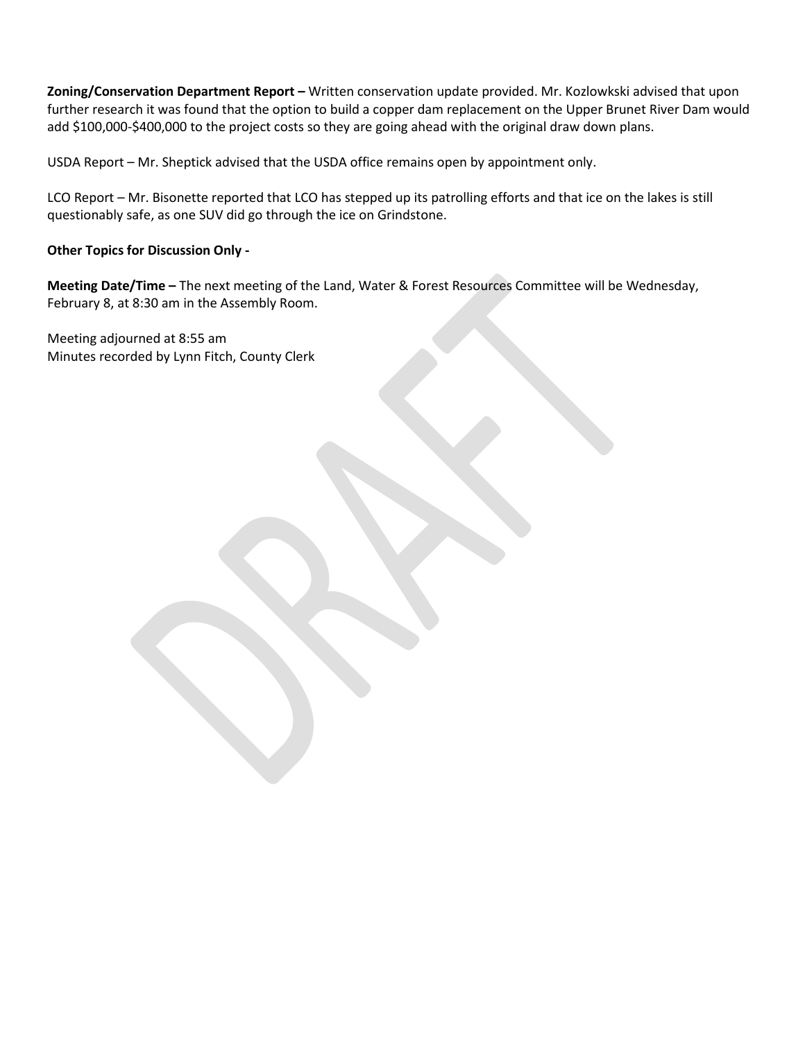**Zoning/Conservation Department Report –** Written conservation update provided. Mr. Kozlowkski advised that upon further research it was found that the option to build a copper dam replacement on the Upper Brunet River Dam would add $100,000-$400,000 to the project costs so they are going ahead with the original draw down plans.

USDA Report – Mr. Sheptick advised that the USDA office remains open by appointment only.

LCO Report – Mr. Bisonette reported that LCO has stepped up its patrolling efforts and that ice on the lakes is still questionably safe, as one SUV did go through the ice on Grindstone.

**Other Topics for Discussion Only -**

**Meeting Date/Time –** The next meeting of the Land, Water & Forest Resources Committee will be Wednesday, February 8, at 8:30 am in the Assembly Room.

Meeting adjourned at 8:55 am
Minutes recorded by Lynn Fitch, County Clerk